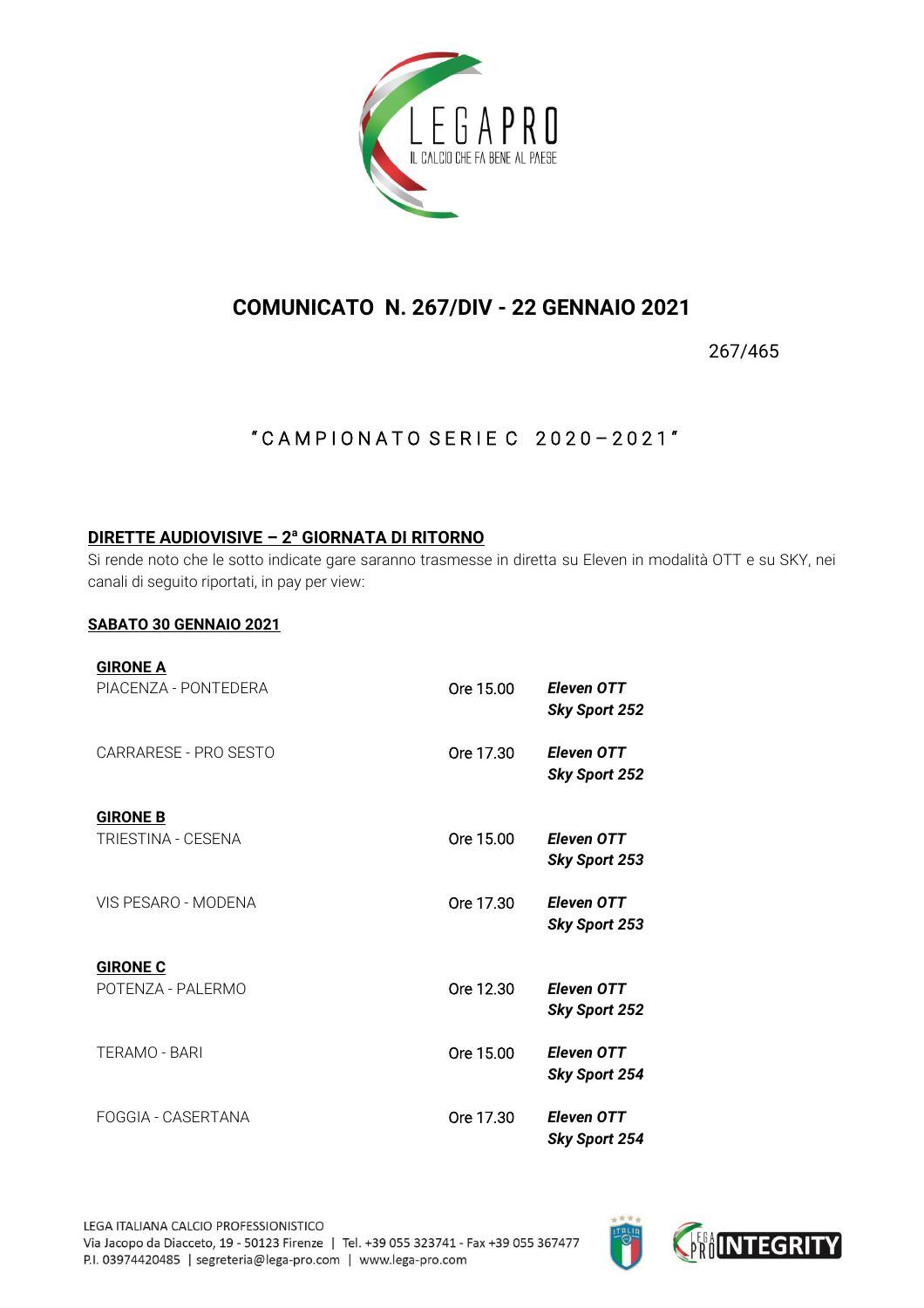# COMUNICATO N. 267/DIV - 22 GENNAIO 2021

267/465

## "CAMPIONATO SERIE C 2020–2021"

**DIRETTE AUDIOVISIVE – 2ª GIORNATA DI RITORNO**

Si rende noto che le sotto indicate gare saranno trasmesse in diretta su Eleven in modalità OTT e su SKY, nei canali di seguito riportati, in pay per view:

**SABATO 30 GENNAIO 2021**

**GIRONE A**

| | | |
|---|---|---|
| PIACENZA - PONTEDERA | Ore 15.00 | ***Eleven OTT*** ***Sky Sport 252*** |
| CARRARESE - PRO SESTO | Ore 17.30 | ***Eleven OTT*** ***Sky Sport 252*** |

**GIRONE B**

| | | |
|---|---|---|
| TRIESTINA - CESENA | Ore 15.00 | ***Eleven OTT*** ***Sky Sport 253*** |
| VIS PESARO - MODENA | Ore 17.30 | ***Eleven OTT*** ***Sky Sport 253*** |

**GIRONE C**

| | | |
|---|---|---|
| POTENZA - PALERMO | Ore 12.30 | ***Eleven OTT*** ***Sky Sport 252*** |
| TERAMO - BARI | Ore 15.00 | ***Eleven OTT*** ***Sky Sport 254*** |
| FOGGIA - CASERTANA | Ore 17.30 | ***Eleven OTT*** ***Sky Sport 254*** |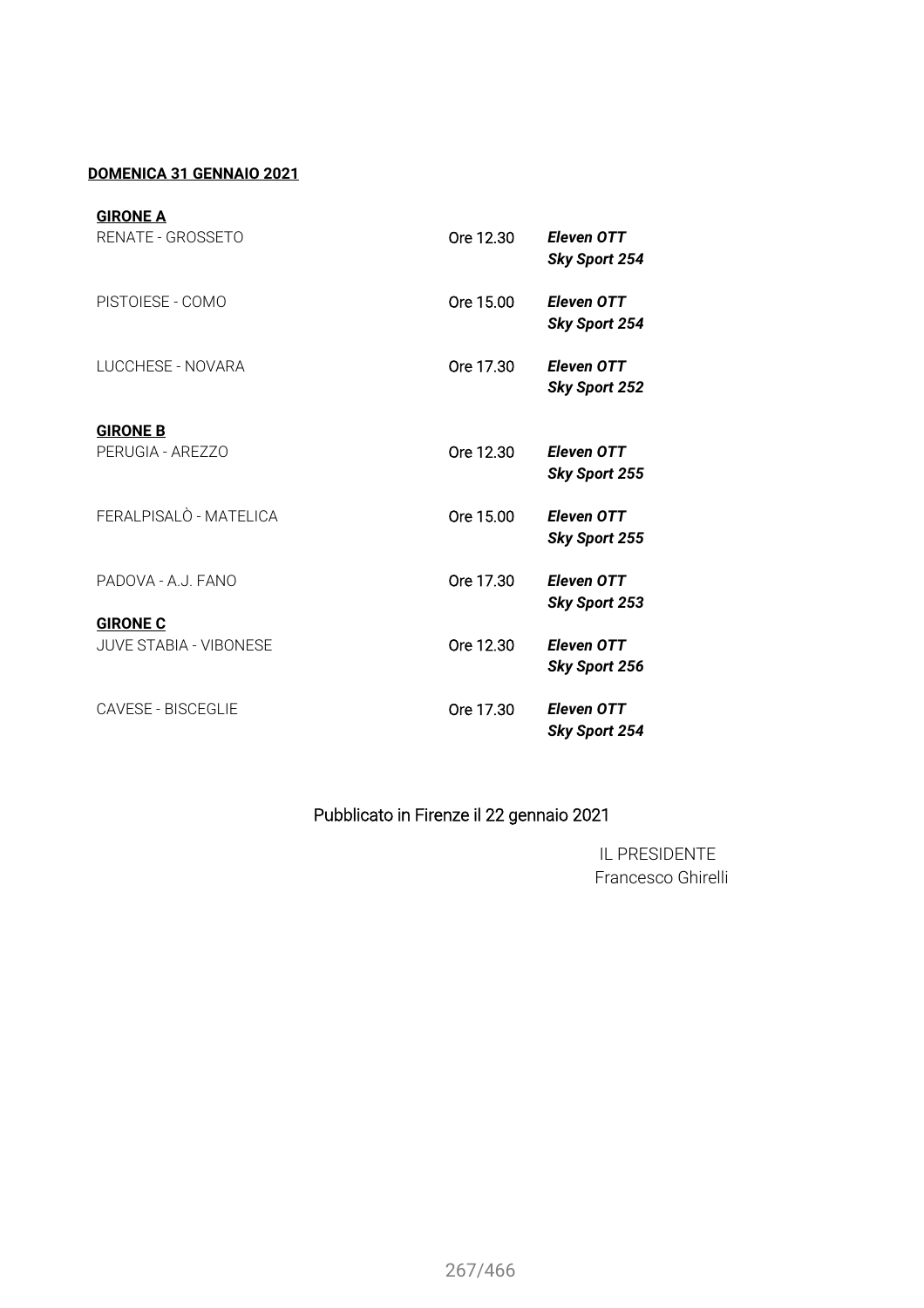**DOMENICA 31 GENNAIO 2021**

**GIRONE A**

| | | |
|---|---|---|
| RENATE - GROSSETO | Ore 12.30 | ***Eleven OTT*** ***Sky Sport 254*** |
| PISTOIESE - COMO | Ore 15.00 | ***Eleven OTT*** ***Sky Sport 254*** |
| LUCCHESE - NOVARA | Ore 17.30 | ***Eleven OTT*** ***Sky Sport 252*** |

**GIRONE B**

| | | |
|---|---|---|
| PERUGIA - AREZZO | Ore 12.30 | ***Eleven OTT*** ***Sky Sport 255*** |
| FERALPISALÒ - MATELICA | Ore 15.00 | ***Eleven OTT*** ***Sky Sport 255*** |
| PADOVA - A.J. FANO | Ore 17.30 | ***Eleven OTT*** ***Sky Sport 253*** |

**GIRONE C**

| | | |
|---|---|---|
| JUVE STABIA - VIBONESE | Ore 12.30 | ***Eleven OTT*** ***Sky Sport 256*** |
| CAVESE - BISCEGLIE | Ore 17.30 | ***Eleven OTT*** ***Sky Sport 254*** |

Pubblicato in Firenze il 22 gennaio 2021

IL PRESIDENTE
Francesco Ghirelli